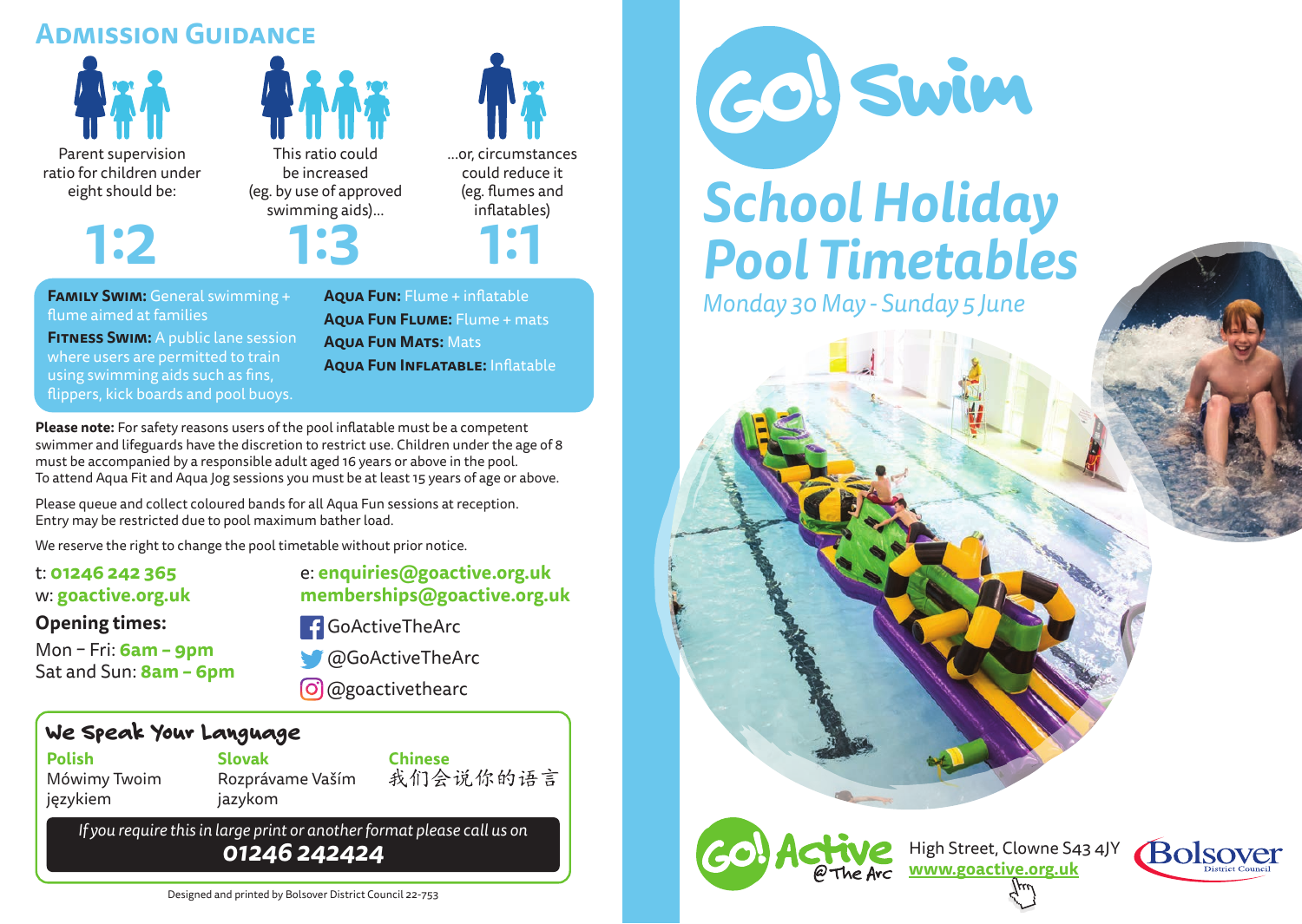## Admission Guidance

Parent supervision ratio for children under eight should be:

# 1:2

This ratio could be increased (eg. by use of approved swimming aids)...

# 1:3

...or, circumstances could reduce it (eg. flumes and inflatables)

# 1:1

**Family Swim:** General swimming + flume aimed at families

**Fitness Swim:** A public lane session where users are permitted to train using swimming aids such as fins, flippers, kick boards and pool buoys.

**Aqua Fun:** Flume + inflatable

**Aqua Fun Flume:** Flume + mats

**Aqua Fun Mats:** Mats

**Aqua Fun Inflatable:** Inflatable

**Please note:** For safety reasons users of the pool inflatable must be a competent swimmer and lifeguards have the discretion to restrict use. Children under the age of 8 must be accompanied by a responsible adult aged 16 years or above in the pool. To attend Aqua Fit and Aqua Jog sessions you must be at least 15 years of age or above.

Please queue and collect coloured bands for all Aqua Fun sessions at reception. Entry may be restricted due to pool maximum bather load.

We reserve the right to change the pool timetable without prior notice.

t: **01246 242 365**
w: **goactive.org.uk**

e: **enquiries@goactive.org.uk**
**memberships@goactive.org.uk**

**Opening times:**

Mon – Fri: **6am – 9pm**
Sat and Sun: **8am – 6pm**

GoActiveTheArc
@GoActiveTheArc
@goactivethearc

### We Speak Your Language

**Polish**
Mówimy Twoim językiem

**Slovak**
Rozprávame Vaším jazykom

**Chinese**
我们会说你的语言

*If you require this in large print or another format please call us on*
***01246 242424***

Designed and printed by Bolsover District Council 22-753

# Go! Swim

# *School Holiday Pool Timetables*

*Monday 30 May - Sunday 5 June*

Go! Active @ The Arc

High Street, Clowne S43 4JY
**www.goactive.org.uk**

Bolsover District Council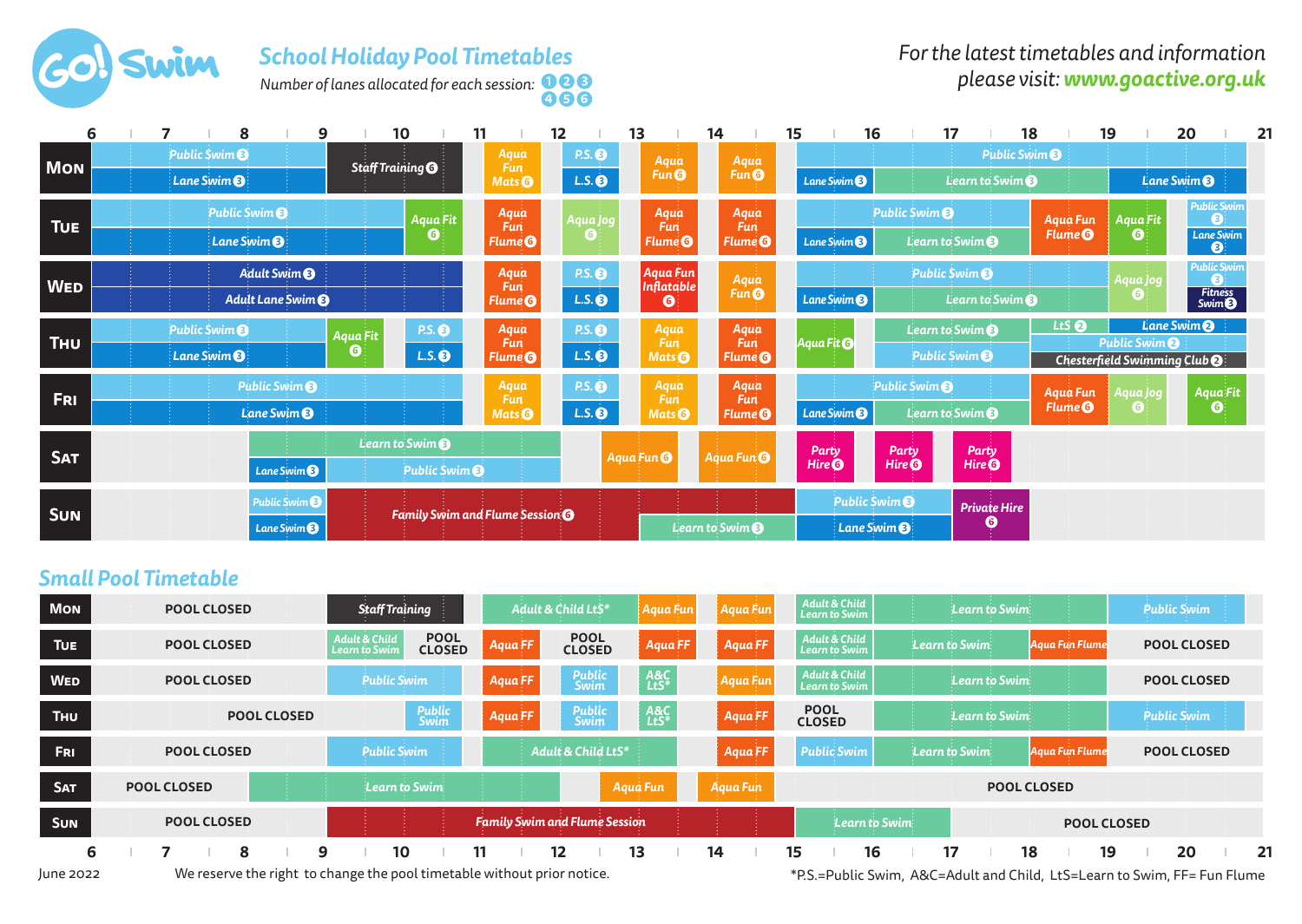# School Holiday Pool Timetables

Number of lanes allocated for each session: 1 2 3 4 5 6

For the latest timetables and information please visit: **www.goactive.org.uk**

## Main Pool

| Day | Sessions |
|---|---|
| MON | 6–9: Public Swim 3 / Lane Swim 3; 9–10.75: Staff Training 6; 11–11.75: Aqua Fun Mats 6; 12–12.75: P.S. 3 / L.S. 3; 13–13.75: Aqua Fun 6; 14–14.75: Aqua Fun 6; 15–20.75: Public Swim 3; 15–16: Lane Swim 3; 16–19: Learn to Swim 3; 19–20.75: Lane Swim 3 |
| TUE | 6–10: Public Swim 3 / Lane Swim 3; 10–11: Aqua Fit 6; 11–11.75: Aqua Fun Flume 6; 12–12.75: Aqua Jog 6; 13–13.75: Aqua Fun Flume 6; 14–14.75: Aqua Fun Flume 6; 15–18: Public Swim 3; 15–16: Lane Swim 3; 16–18: Learn to Swim 3; 18–19: Aqua Fun Flume 6; 19–20: Aqua Fit 6; 20–20.75: Public Swim 3 / Lane Swim 3 |
| WED | 6–11: Adult Swim 3 / Adult Lane Swim 3; 11–11.75: Aqua Fun Flume 6; 12–12.75: P.S. 3 / L.S. 3; 13–13.75: Aqua Fun Inflatable 6; 14–14.75: Aqua Fun 6; 15–19: Public Swim 3; 15–16: Lane Swim 3; 16–19: Learn to Swim 3; 19–20: Aqua Jog 6; 20–20.75: Public Swim 3 / Fitness Swim 3 |
| THU | 6–9: Public Swim 3 / Lane Swim 3; 9–10: Aqua Fit 6; 10–11: P.S. 3 / L.S. 3; 11–11.75: Aqua Fun Flume 6; 12–12.75: P.S. 3 / L.S. 3; 13–13.75: Aqua Fun Mats 6; 14–14.75: Aqua Fun Flume 6; 15–15.75: Aqua Fit 6; 16–18: Learn to Swim 3 / Public Swim 3; 18–19: LtS 2; 19–20.75: Lane Swim 2; 18–20.75: Public Swim 2; 18–20.75: Chesterfield Swimming Club 2 |
| FRI | 6–11: Public Swim 3 / Lane Swim 3; 11–11.75: Aqua Fun Mats 6; 12–12.75: P.S. 3 / L.S. 3; 13–13.75: Aqua Fun Mats 6; 14–14.75: Aqua Fun Flume 6; 15–18: Public Swim 3; 15–16: Lane Swim 3; 16–18: Learn to Swim 3; 18–19: Aqua Fun Flume 6; 19–20: Aqua Jog 6; 20–20.75: Aqua Fit 6 |
| SAT | 8–12: Learn to Swim 3; 8–9: Lane Swim 3; 9–12: Public Swim 3; 12.5–13.5: Aqua Fun 6; 13.75–14.75: Aqua Fun 6; 15–15.75: Party Hire 6; 16–16.75: Party Hire 6; 17–17.75: Party Hire 6 |
| SUN | 8–9: Public Swim 3 / Lane Swim 3; 9–15: Family Swim and Flume Session 6; 13–15: Learn to Swim 3; 15–17: Public Swim 3 / Lane Swim 3; 17–18: Private Hire 6 |

## Small Pool Timetable

| Day | Sessions |
|---|---|
| MON | POOL CLOSED; Staff Training; Adult & Child LtS*; Aqua Fun; Aqua Fun; Adult & Child Learn to Swim; Learn to Swim; Public Swim |
| TUE | POOL CLOSED; Adult & Child Learn to Swim; POOL CLOSED; Aqua FF; POOL CLOSED; Aqua FF; Aqua FF; Adult & Child Learn to Swim; Learn to Swim; Aqua Fun Flume; POOL CLOSED |
| WED | POOL CLOSED; Public Swim; Aqua FF; Public Swim; A&C LtS*; Aqua Fun; Adult & Child Learn to Swim; Learn to Swim; POOL CLOSED |
| THU | POOL CLOSED; Public Swim; Aqua FF; Public Swim; A&C LtS*; Aqua FF; POOL CLOSED; Learn to Swim; Public Swim |
| FRI | POOL CLOSED; Public Swim; Adult & Child LtS*; Aqua FF; Public Swim; Learn to Swim; Aqua Fun Flume; POOL CLOSED |
| SAT | POOL CLOSED; Learn to Swim; Aqua Fun; Aqua Fun; POOL CLOSED |
| SUN | POOL CLOSED; Family Swim and Flume Session; Learn to Swim; POOL CLOSED |

June 2022

We reserve the right to change the pool timetable without prior notice.

*P.S.=Public Swim, A&C=Adult and Child, LtS=Learn to Swim, FF= Fun Flume